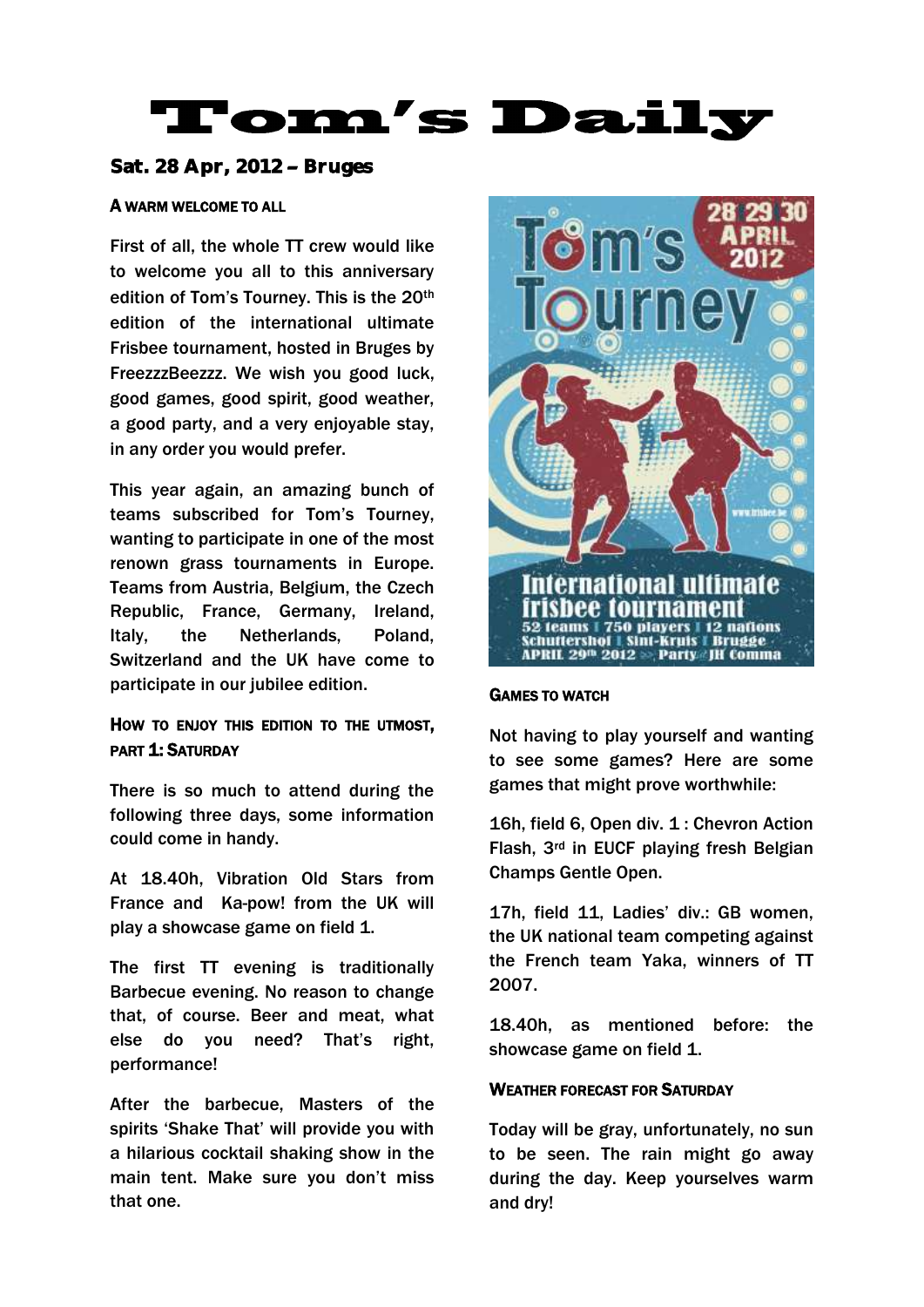# Tom's Daily

**Sat. 28 Apr, 2012 – Bruges**

### A WARM WELCOME TO ALL

First of all, the whole TT crew would like to welcome you all to this anniversary edition of Tom's Tourney. This is the 20th edition of the international ultimate Frisbee tournament, hosted in Bruges by FreezzzBeezzz. We wish you good luck, good games, good spirit, good weather, a good party, and a very enjoyable stay, in any order you would prefer.

This year again, an amazing bunch of teams subscribed for Tom's Tourney, wanting to participate in one of the most renown grass tournaments in Europe. Teams from Austria, Belgium, the Czech Republic, France, Germany, Ireland, Italy, the Netherlands, Poland, Switzerland and the UK have come to participate in our jubilee edition.

### HOW TO ENJOY THIS EDITION TO THE UTMOST, PART 1: SATURDAY

There is so much to attend during the following three days, some information could come in handy.

At 18.40h, Vibration Old Stars from France and Ka-pow! from the UK will play a showcase game on field 1.

The first TT evening is traditionally Barbecue evening. No reason to change that, of course. Beer and meat, what else do you need? That's right, performance!

After the barbecue, Masters of the spirits 'Shake That' will provide you with a hilarious cocktail shaking show in the main tent. Make sure you don't miss that one.

### GAMES TO WATCH

Not having to play yourself and wanting to see some games? Here are some games that might prove worthwhile:

16h, field 6, Open div. 1 : Chevron Action Flash, 3rd in EUCF playing fresh Belgian Champs Gentle Open.

17h, field 11, Ladies' div.: GB women, the UK national team competing against the French team Yaka, winners of TT 2007.

18.40h, as mentioned before: the showcase game on field 1.

### WEATHER FORECAST FOR SATURDAY

Today will be gray, unfortunately, no sun to be seen. The rain might go away during the day. Keep yourselves warm and dry!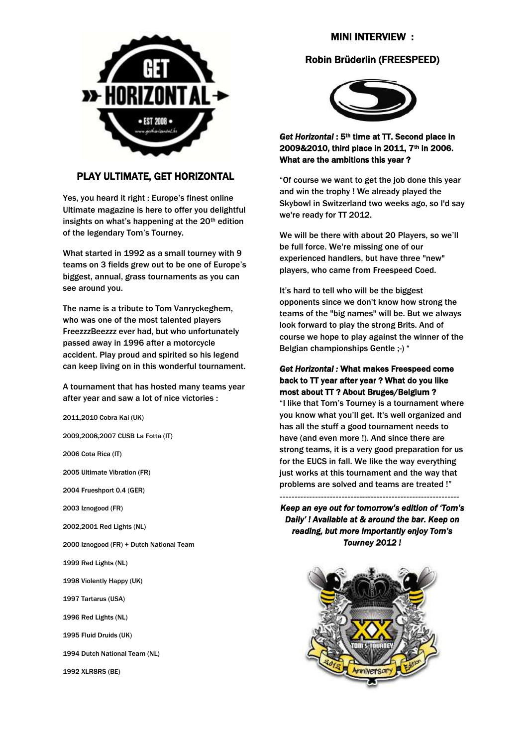## PLAY ULTIMATE, GET HORIZONTAL

Yes, you heard it right : Europe's finest online Ultimate magazine is here to offer you delightful insights on what's happening at the 20th edition of the legendary Tom's Tourney.

What started in 1992 as a small tourney with 9 teams on 3 fields grew out to be one of Europe's biggest, annual, grass tournaments as you can see around you.

The name is a tribute to Tom Vanryckeghem, who was one of the most talented players FreezzzBeezzz ever had, but who unfortunately passed away in 1996 after a motorcycle accident. Play proud and spirited so his legend can keep living on in this wonderful tournament.

A tournament that has hosted many teams year after year and saw a lot of nice victories :

2011,2010 Cobra Kai (UK)

2009,2008,2007 CUSB La Fotta (IT)

2006 Cota Rica (IT)

2005 Ultimate Vibration (FR)

2004 Frueshport 0.4 (GER)

2003 Iznogood (FR)

2002,2001 Red Lights (NL)

2000 Iznogood (FR) + Dutch National Team

1999 Red Lights (NL)

1998 Violently Happy (UK)

1997 Tartarus (USA)

1996 Red Lights (NL)

1995 Fluid Druids (UK)

1994 Dutch National Team (NL)

1992 XLR8RS (BE)

## MINI INTERVIEW :

### Robin Brüderlin (FREESPEED)

***Get Horizontal* : 5th time at TT. Second place in 2009&2010, third place in 2011, 7th in 2006. What are the ambitions this year ?**

"Of course we want to get the job done this year and win the trophy ! We already played the Skybowl in Switzerland two weeks ago, so I'd say we're ready for TT 2012.

We will be there with about 20 Players, so we'll be full force. We're missing one of our experienced handlers, but have three "new" players, who came from Freespeed Coed.

It's hard to tell who will be the biggest opponents since we don't know how strong the teams of the "big names" will be. But we always look forward to play the strong Brits. And of course we hope to play against the winner of the Belgian championships Gentle ;-) "

***Get Horizontal* : What makes Freespeed come back to TT year after year ? What do you like most about TT ? About Bruges/Belgium ?**

"I like that Tom's Tourney is a tournament where you know what you'll get. It's well organized and has all the stuff a good tournament needs to have (and even more !). And since there are strong teams, it is a very good preparation for us for the EUCS in fall. We like the way everything just works at this tournament and the way that problems are solved and teams are treated !"

---

***Keep an eye out for tomorrow's edition of 'Tom's Daily' ! Available at & around the bar. Keep on reading, but more importantly enjoy Tom's Tourney 2012 !***